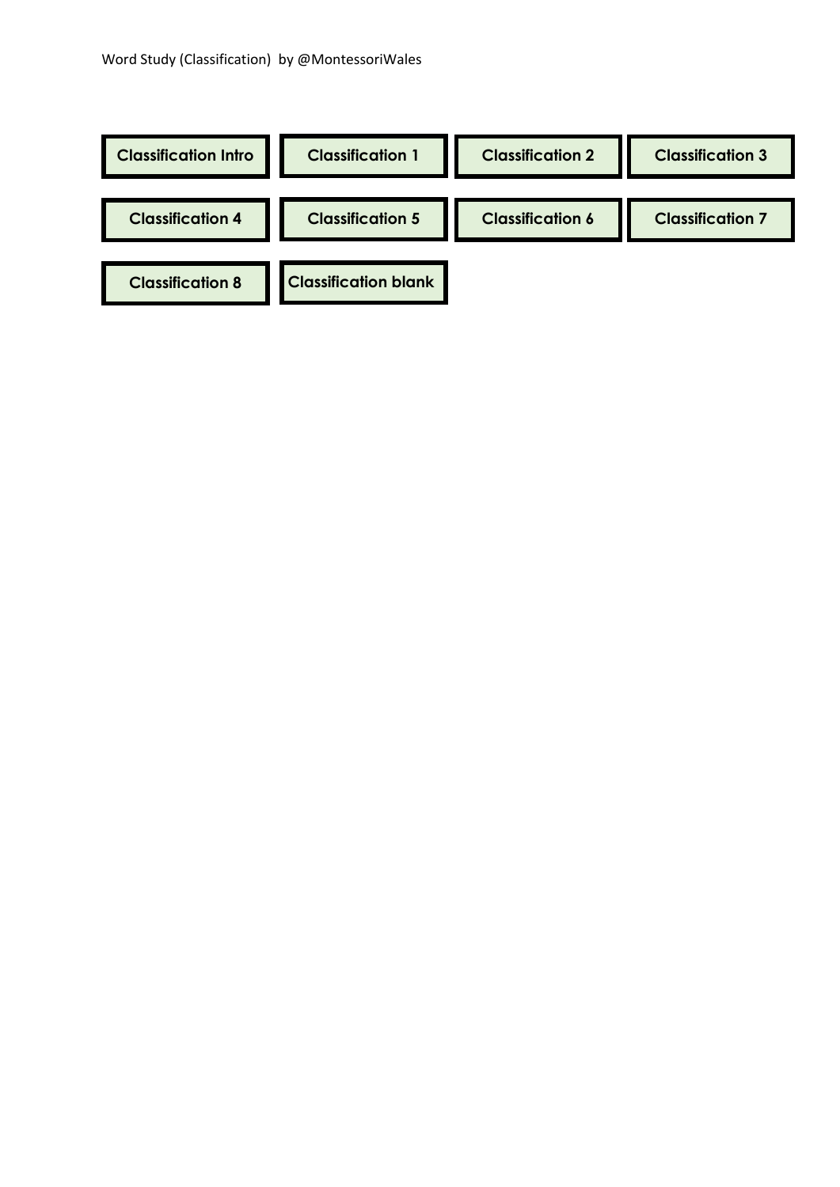Word Study (Classification) by @MontessoriWales

| | | | |
|---|---|---|---|
| **Classification Intro** | **Classification 1** | **Classification 2** | **Classification 3** |
| **Classification 4** | **Classification 5** | **Classification 6** | **Classification 7** |
| **Classification 8** | **Classification blank** | | |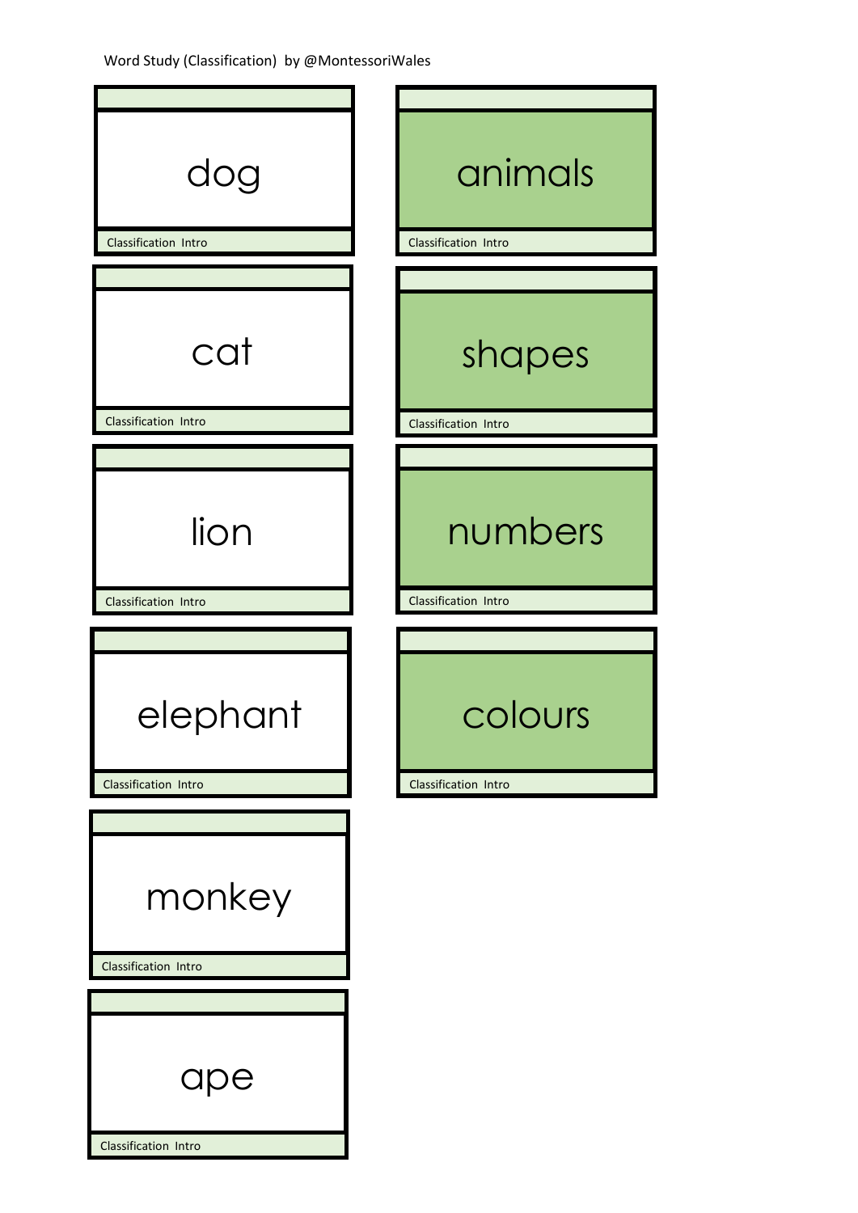Word Study (Classification) by @MontessoriWales

dog

Classification Intro

animals

Classification Intro

cat

Classification Intro

shapes

Classification Intro

lion

Classification Intro

numbers

Classification Intro

elephant

Classification Intro

colours

Classification Intro

monkey

Classification Intro

ape

Classification Intro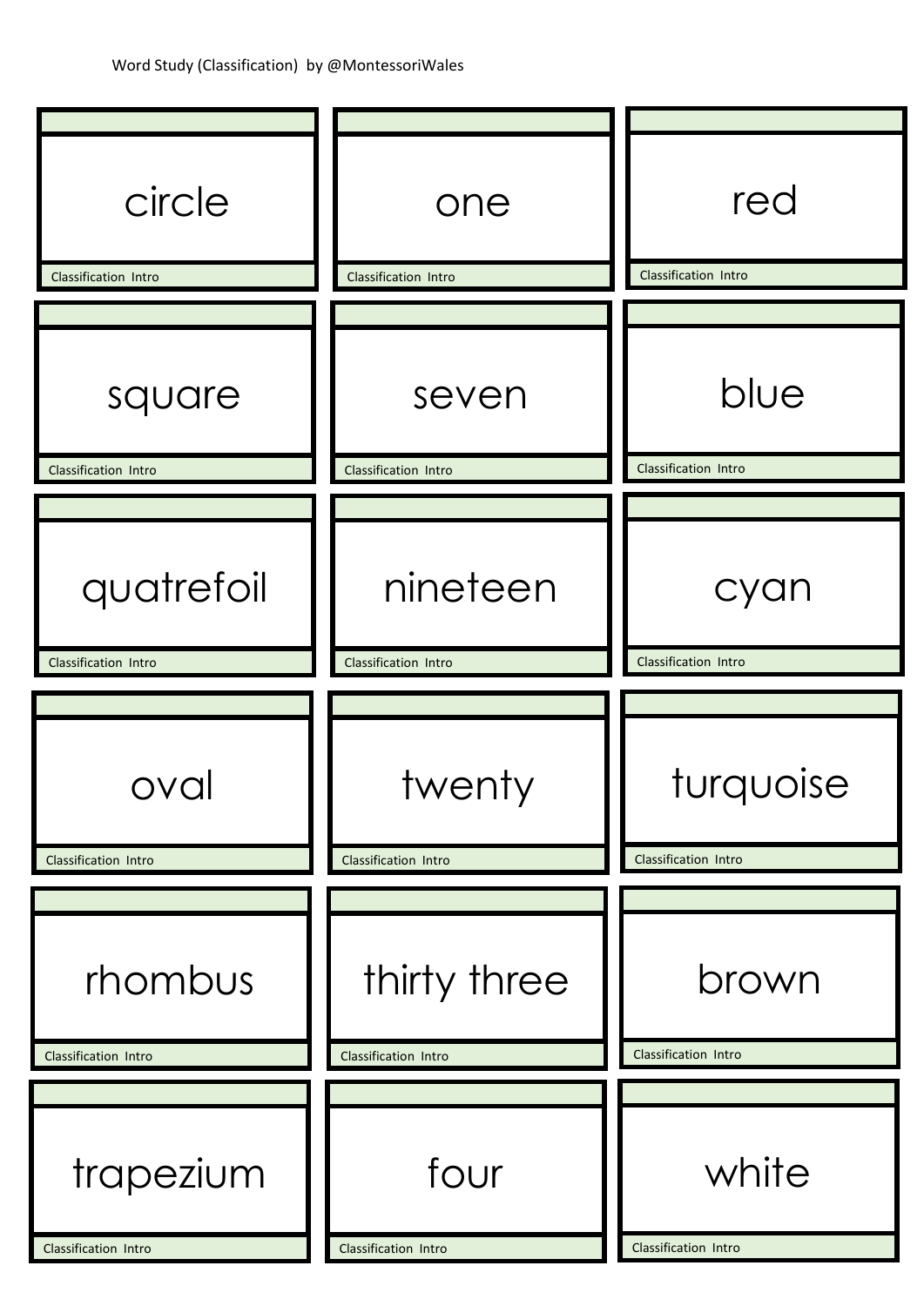Word Study (Classification) by @MontessoriWales

| | | |
|---|---|---|
| circle<br>Classification Intro | one<br>Classification Intro | red<br>Classification Intro |
| square<br>Classification Intro | seven<br>Classification Intro | blue<br>Classification Intro |
| quatrefoil<br>Classification Intro | nineteen<br>Classification Intro | cyan<br>Classification Intro |
| oval<br>Classification Intro | twenty<br>Classification Intro | turquoise<br>Classification Intro |
| rhombus<br>Classification Intro | thirty three<br>Classification Intro | brown<br>Classification Intro |
| trapezium<br>Classification Intro | four<br>Classification Intro | white<br>Classification Intro |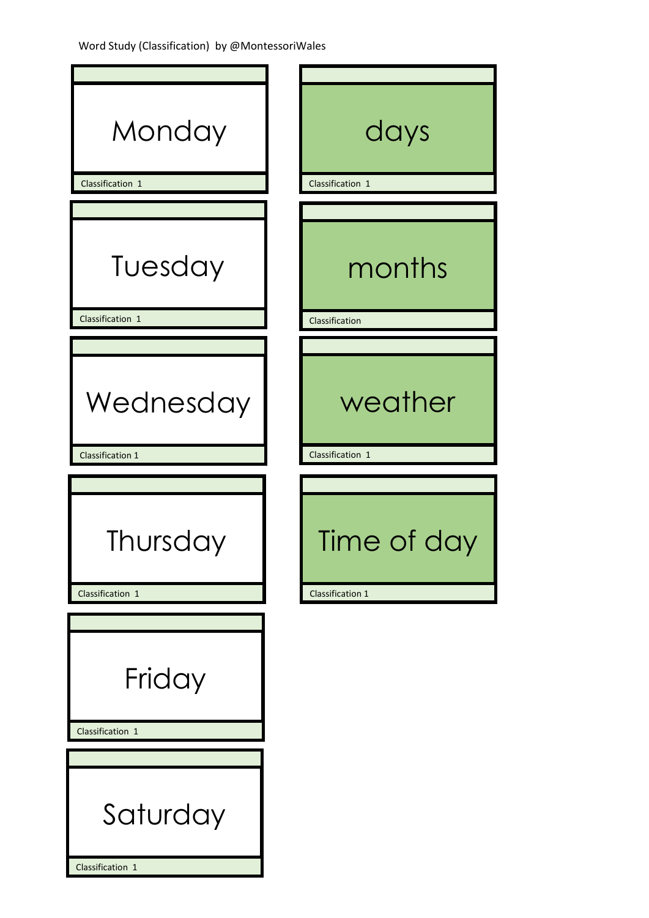Word Study (Classification) by @MontessoriWales

Monday

Classification 1

Tuesday

Classification 1

Wednesday

Classification 1

Thursday

Classification 1

Friday

Classification 1

Saturday

Classification 1

days

Classification 1

months

Classification

weather

Classification 1

Time of day

Classification 1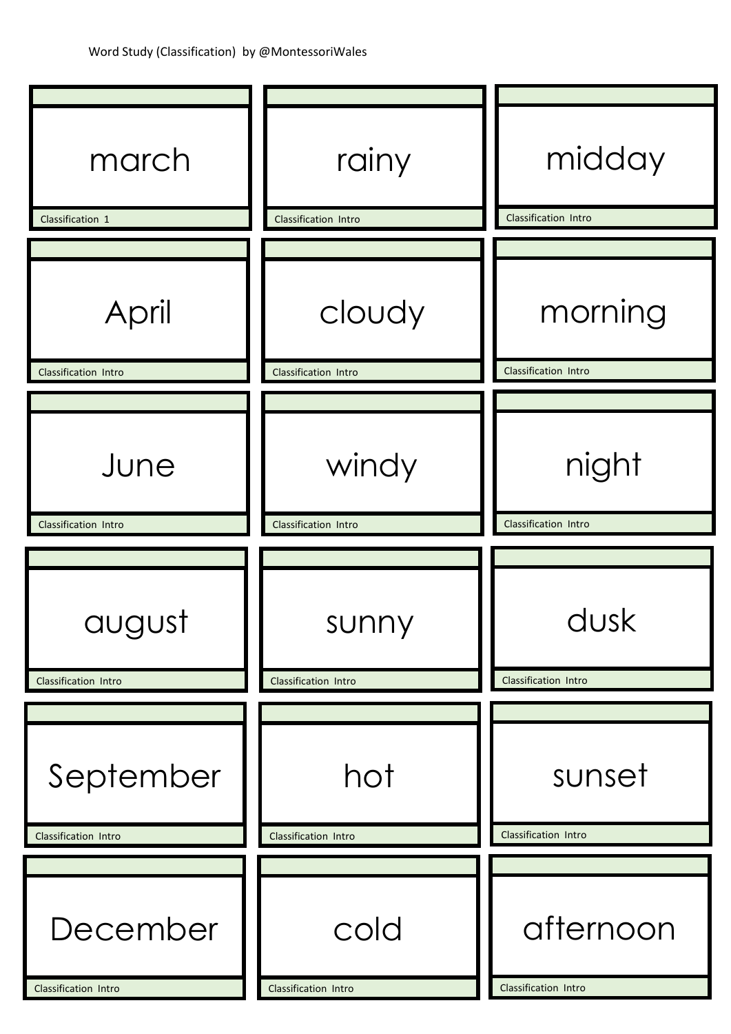Word Study (Classification) by @MontessoriWales

| | | |
|---|---|---|
| march<br>Classification 1 | rainy<br>Classification Intro | midday<br>Classification Intro |
| April<br>Classification Intro | cloudy<br>Classification Intro | morning<br>Classification Intro |
| June<br>Classification Intro | windy<br>Classification Intro | night<br>Classification Intro |
| august<br>Classification Intro | sunny<br>Classification Intro | dusk<br>Classification Intro |
| September<br>Classification Intro | hot<br>Classification Intro | sunset<br>Classification Intro |
| December<br>Classification Intro | cold<br>Classification Intro | afternoon<br>Classification Intro |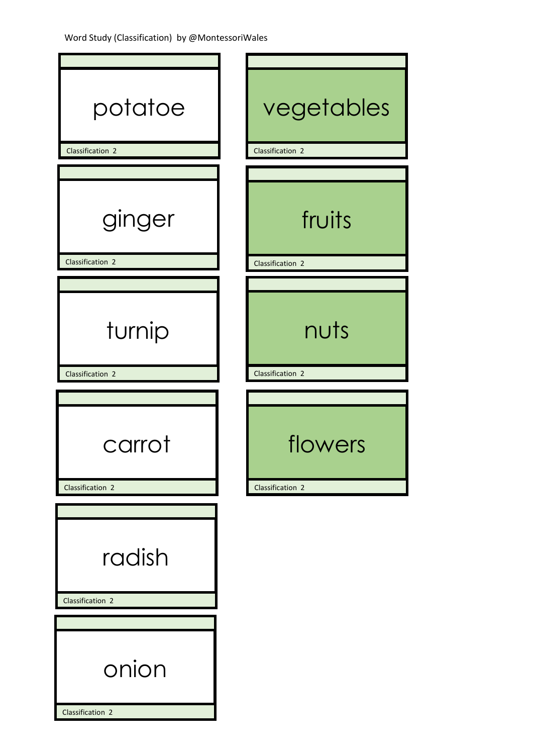Word Study (Classification) by @MontessoriWales

potatoe

Classification 2

vegetables

Classification 2

ginger

Classification 2

fruits

Classification 2

turnip

Classification 2

nuts

Classification 2

carrot

Classification 2

flowers

Classification 2

radish

Classification 2

onion

Classification 2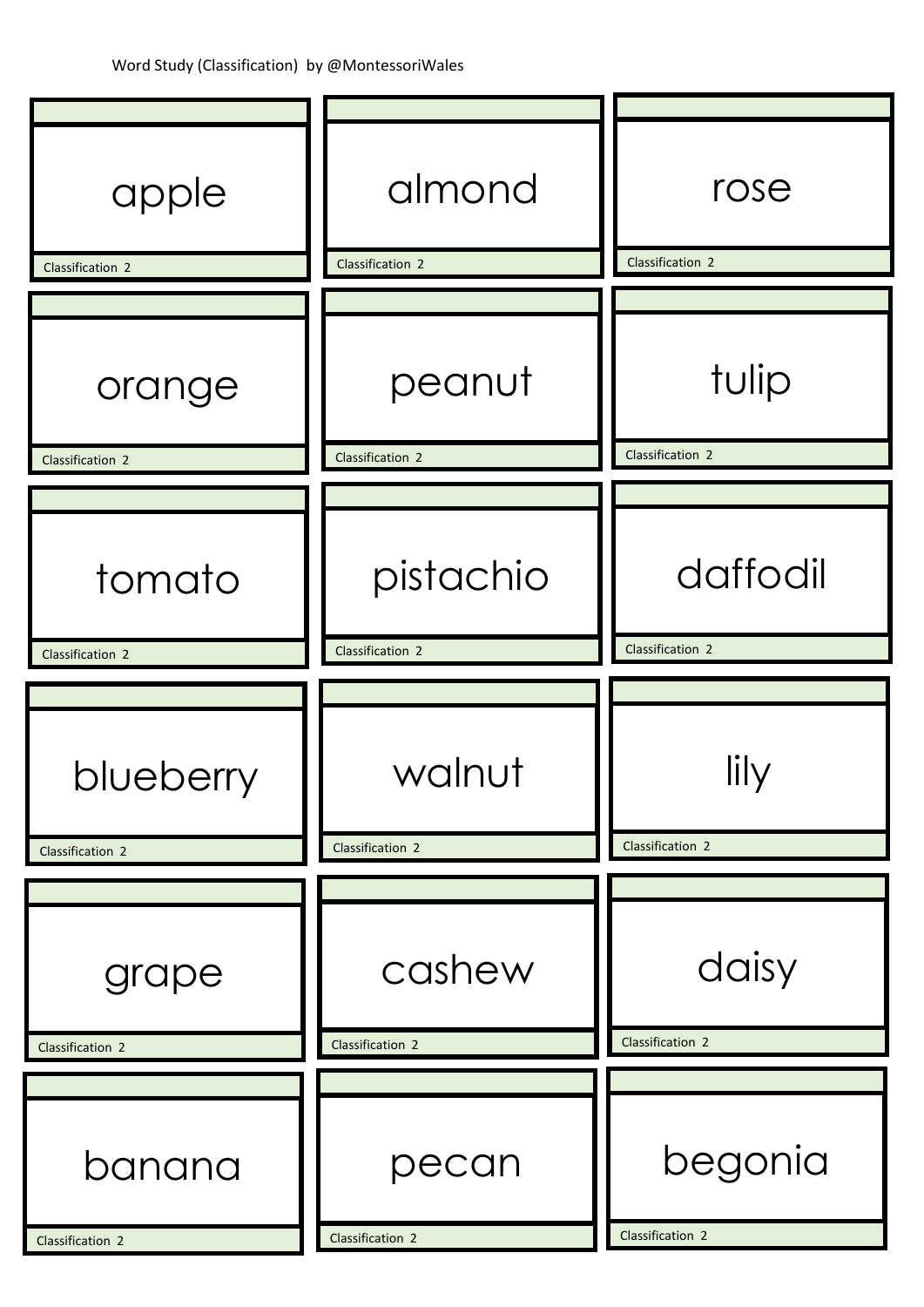Word Study (Classification) by @MontessoriWales

| | | |
|---|---|---|
| apple<br>Classification 2 | almond<br>Classification 2 | rose<br>Classification 2 |
| orange<br>Classification 2 | peanut<br>Classification 2 | tulip<br>Classification 2 |
| tomato<br>Classification 2 | pistachio<br>Classification 2 | daffodil<br>Classification 2 |
| blueberry<br>Classification 2 | walnut<br>Classification 2 | lily<br>Classification 2 |
| grape<br>Classification 2 | cashew<br>Classification 2 | daisy<br>Classification 2 |
| banana<br>Classification 2 | pecan<br>Classification 2 | begonia<br>Classification 2 |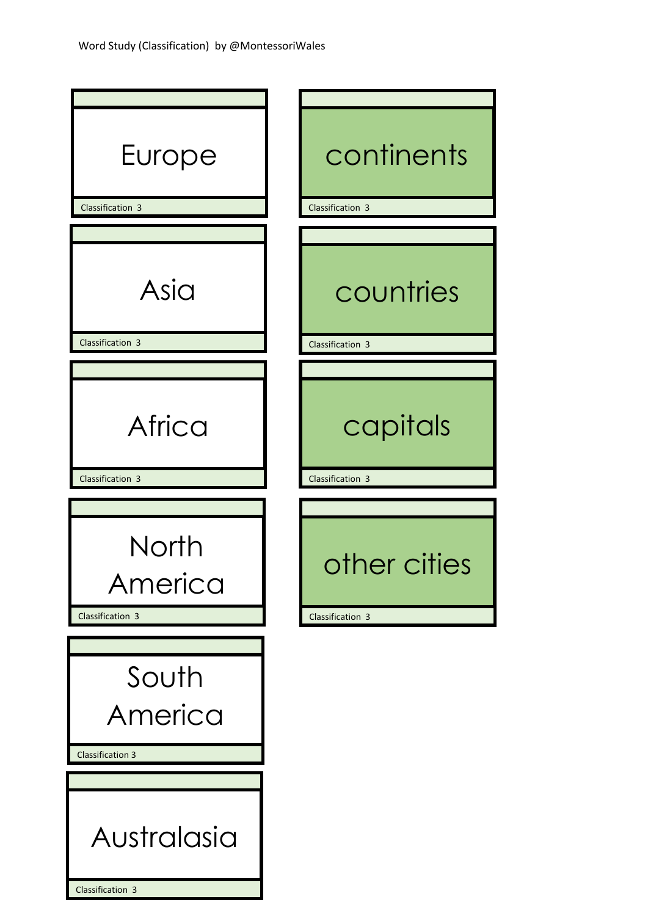Word Study (Classification) by @MontessoriWales

Europe

Classification 3

continents

Classification 3

Asia

Classification 3

countries

Classification 3

Africa

Classification 3

capitals

Classification 3

North America

Classification 3

other cities

Classification 3

South America

Classification 3

Australasia

Classification 3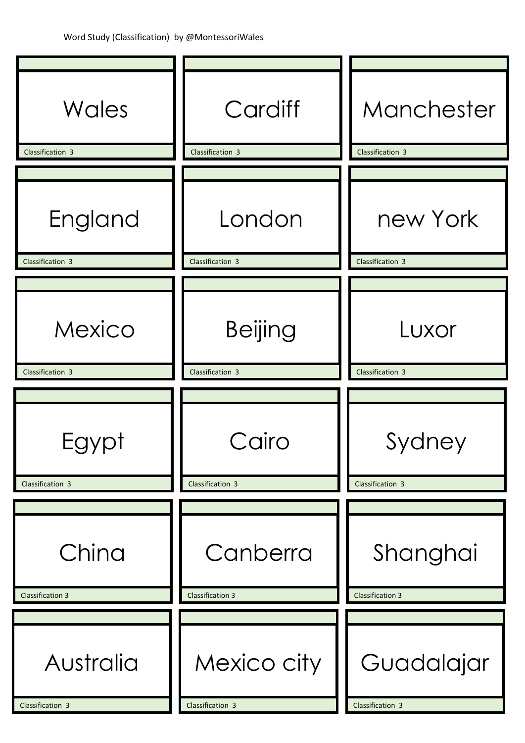Word Study (Classification) by @MontessoriWales

| | | |
|---|---|---|
| Wales | Cardiff | Manchester |
| Classification 3 | Classification 3 | Classification 3 |
| England | London | new York |
| Classification 3 | Classification 3 | Classification 3 |
| Mexico | Beijing | Luxor |
| Classification 3 | Classification 3 | Classification 3 |
| Egypt | Cairo | Sydney |
| Classification 3 | Classification 3 | Classification 3 |
| China | Canberra | Shanghai |
| Classification 3 | Classification 3 | Classification 3 |
| Australia | Mexico city | Guadalajar |
| Classification 3 | Classification 3 | Classification 3 |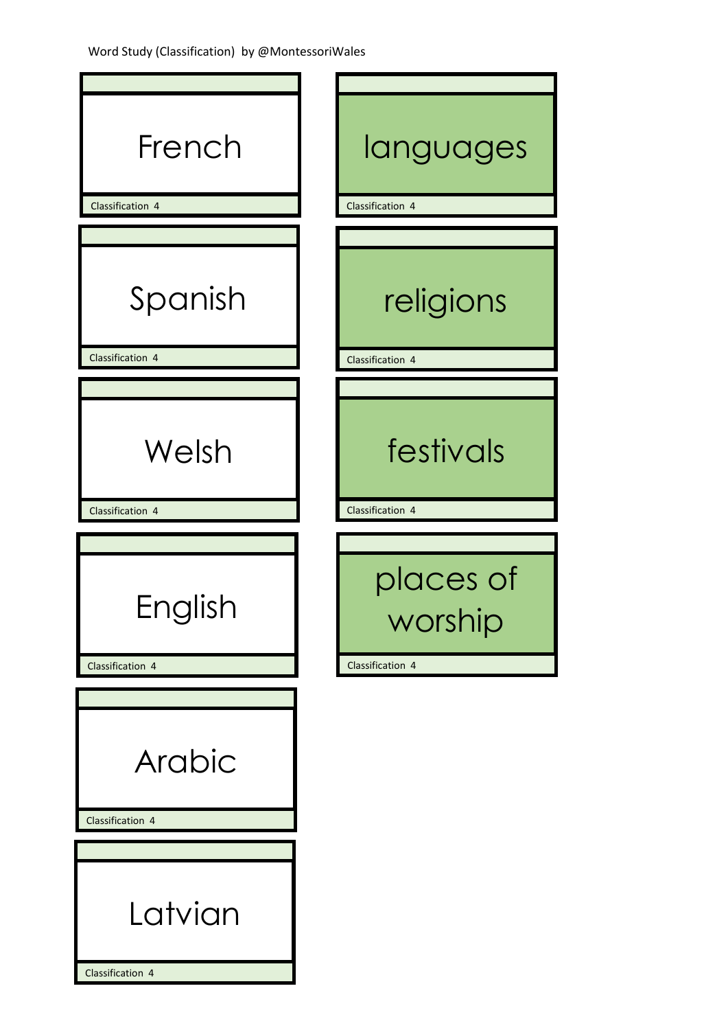Word Study (Classification) by @MontessoriWales

French

Classification 4

Spanish

Classification 4

Welsh

Classification 4

English

Classification 4

Arabic

Classification 4

Latvian

Classification 4

languages

Classification 4

religions

Classification 4

festivals

Classification 4

places of worship

Classification 4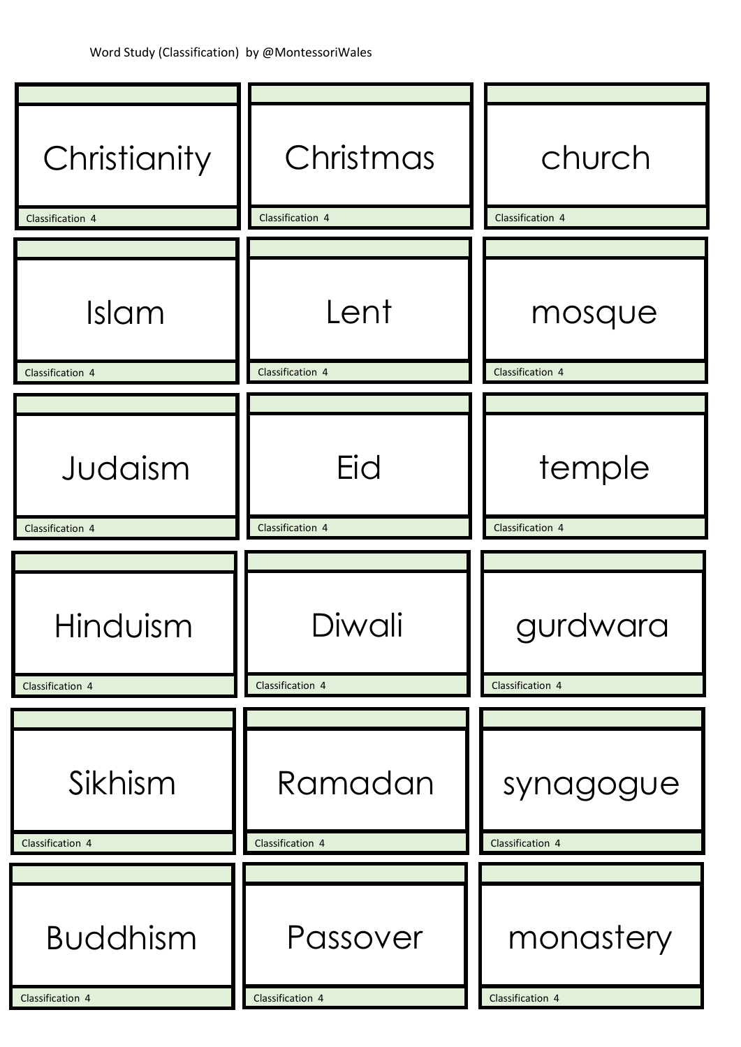Word Study (Classification) by @MontessoriWales

| | | |
|---|---|---|
| Christianity<br>Classification 4 | Christmas<br>Classification 4 | church<br>Classification 4 |
| Islam<br>Classification 4 | Lent<br>Classification 4 | mosque<br>Classification 4 |
| Judaism<br>Classification 4 | Eid<br>Classification 4 | temple<br>Classification 4 |
| Hinduism<br>Classification 4 | Diwali<br>Classification 4 | gurdwara<br>Classification 4 |
| Sikhism<br>Classification 4 | Ramadan<br>Classification 4 | synagogue<br>Classification 4 |
| Buddhism<br>Classification 4 | Passover<br>Classification 4 | monastery<br>Classification 4 |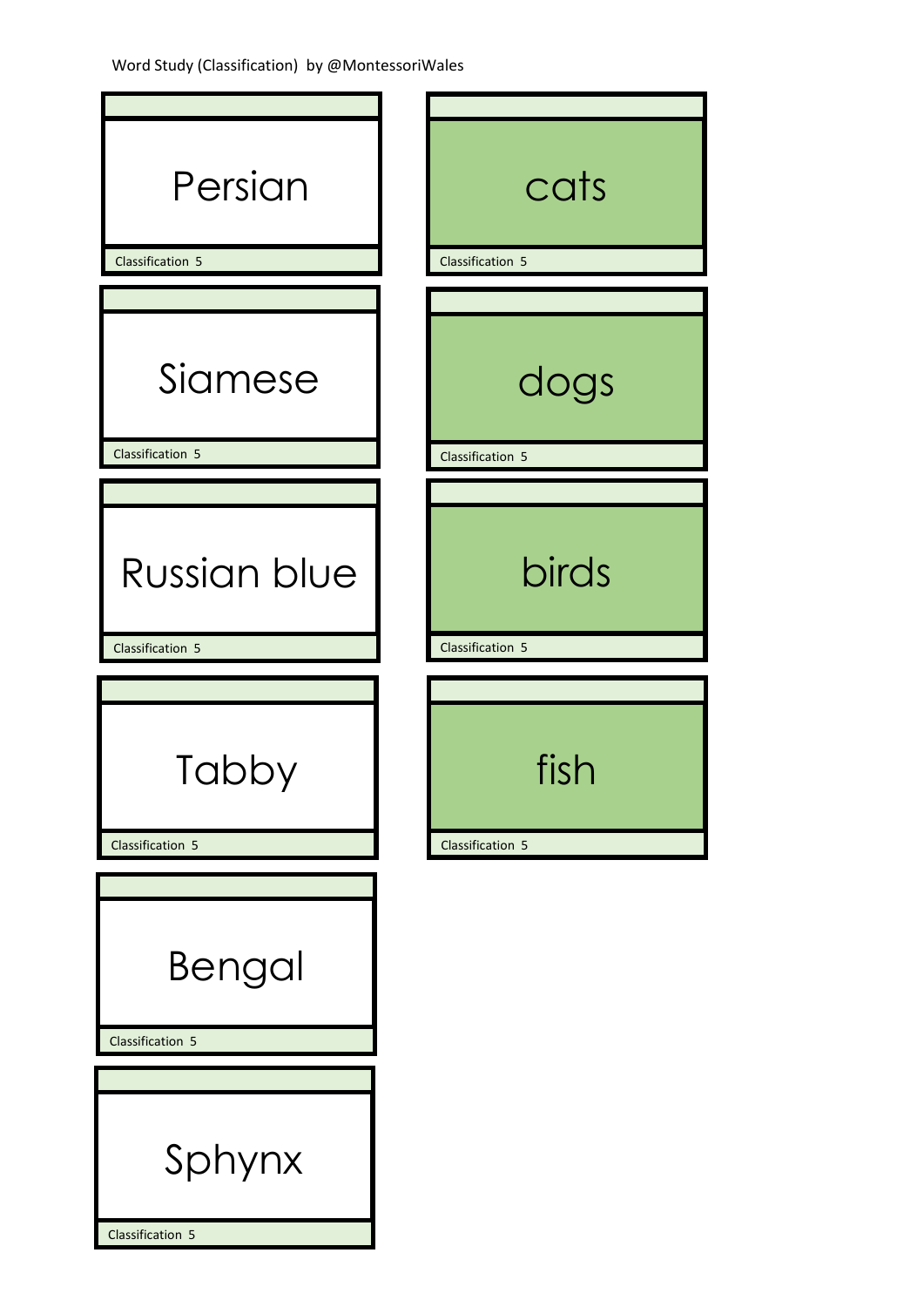Word Study (Classification) by @MontessoriWales

| Persian | cats |
| --- | --- |
| Classification 5 | Classification 5 |
| Siamese | dogs |
| Classification 5 | Classification 5 |
| Russian blue | birds |
| Classification 5 | Classification 5 |
| Tabby | fish |
| Classification 5 | Classification 5 |
| Bengal | |
| Classification 5 | |
| Sphynx | |
| Classification 5 | |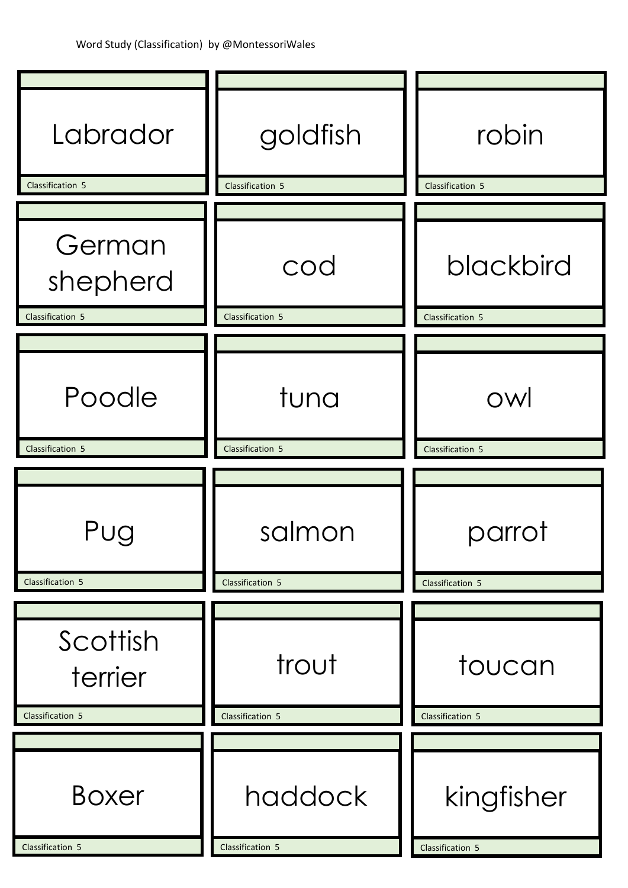Word Study (Classification) by @MontessoriWales

| | | |
|---|---|---|
| Labrador | goldfish | robin |
| Classification 5 | Classification 5 | Classification 5 |
| German shepherd | cod | blackbird |
| Classification 5 | Classification 5 | Classification 5 |
| Poodle | tuna | owl |
| Classification 5 | Classification 5 | Classification 5 |
| Pug | salmon | parrot |
| Classification 5 | Classification 5 | Classification 5 |
| Scottish terrier | trout | toucan |
| Classification 5 | Classification 5 | Classification 5 |
| Boxer | haddock | kingfisher |
| Classification 5 | Classification 5 | Classification 5 |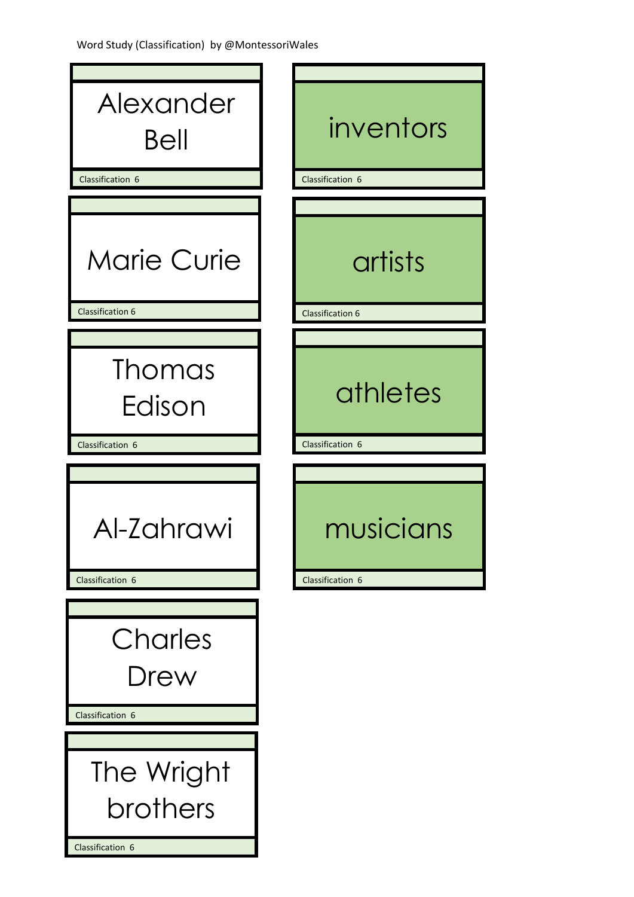Word Study (Classification) by @MontessoriWales

Alexander Bell

Classification 6

Marie Curie

Classification 6

Thomas Edison

Classification 6

Al-Zahrawi

Classification 6

Charles Drew

Classification 6

The Wright brothers

Classification 6

inventors

Classification 6

artists

Classification 6

athletes

Classification 6

musicians

Classification 6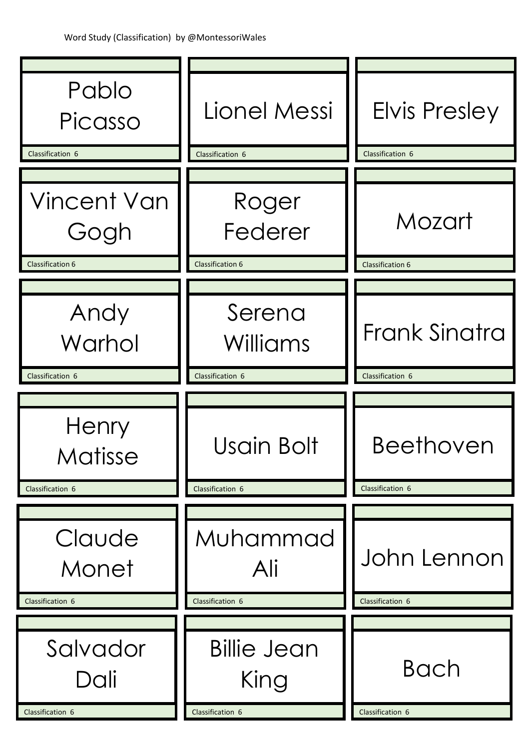Word Study (Classification) by @MontessoriWales

| | | |
|---|---|---|
| Pablo Picasso<br>Classification 6 | Lionel Messi<br>Classification 6 | Elvis Presley<br>Classification 6 |
| Vincent Van Gogh<br>Classification 6 | Roger Federer<br>Classification 6 | Mozart<br>Classification 6 |
| Andy Warhol<br>Classification 6 | Serena Williams<br>Classification 6 | Frank Sinatra<br>Classification 6 |
| Henry Matisse<br>Classification 6 | Usain Bolt<br>Classification 6 | Beethoven<br>Classification 6 |
| Claude Monet<br>Classification 6 | Muhammad Ali<br>Classification 6 | John Lennon<br>Classification 6 |
| Salvador Dali<br>Classification 6 | Billie Jean King<br>Classification 6 | Bach<br>Classification 6 |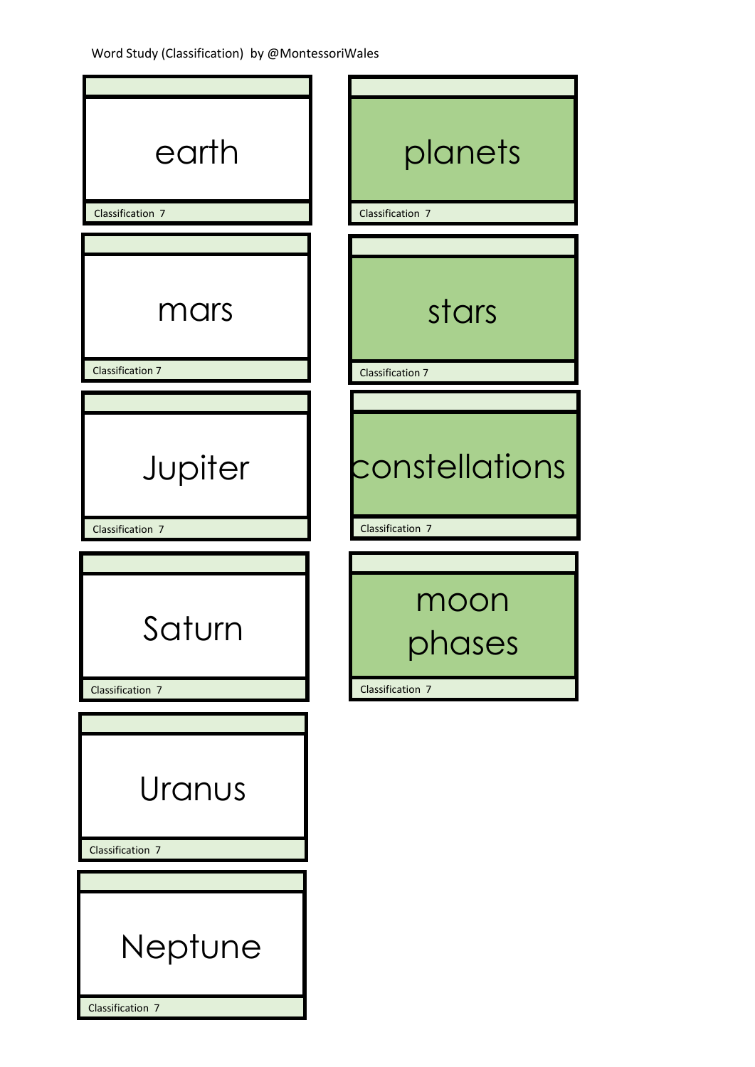Word Study (Classification) by @MontessoriWales

earth

Classification 7

planets

Classification 7

mars

Classification 7

stars

Classification 7

Jupiter

Classification 7

constellations

Classification 7

Saturn

Classification 7

moon phases

Classification 7

Uranus

Classification 7

Neptune

Classification 7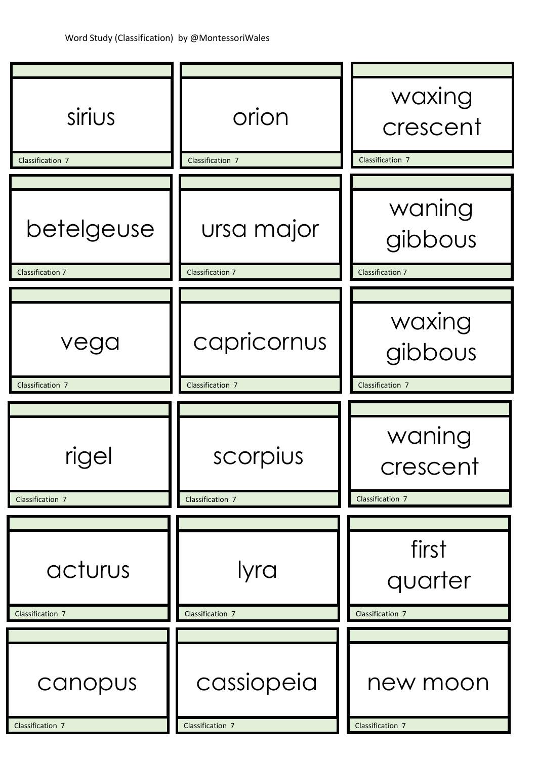Word Study (Classification) by @MontessoriWales

| | | |
|---|---|---|
| sirius<br>Classification 7 | orion<br>Classification 7 | waxing crescent<br>Classification 7 |
| betelgeuse<br>Classification 7 | ursa major<br>Classification 7 | waning gibbous<br>Classification 7 |
| vega<br>Classification 7 | capricornus<br>Classification 7 | waxing gibbous<br>Classification 7 |
| rigel<br>Classification 7 | scorpius<br>Classification 7 | waning crescent<br>Classification 7 |
| acturus<br>Classification 7 | lyra<br>Classification 7 | first quarter<br>Classification 7 |
| canopus<br>Classification 7 | cassiopeia<br>Classification 7 | new moon<br>Classification 7 |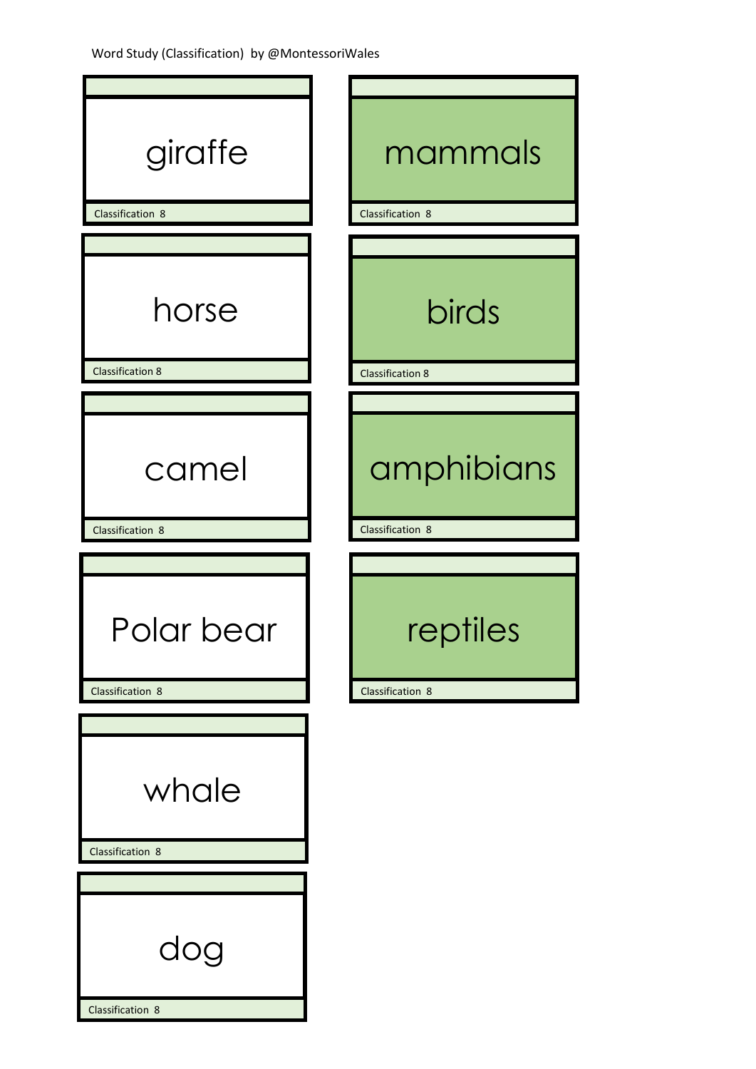Word Study (Classification) by @MontessoriWales

giraffe

Classification 8

horse

Classification 8

camel

Classification 8

Polar bear

Classification 8

whale

Classification 8

dog

Classification 8

mammals

Classification 8

birds

Classification 8

amphibians

Classification 8

reptiles

Classification 8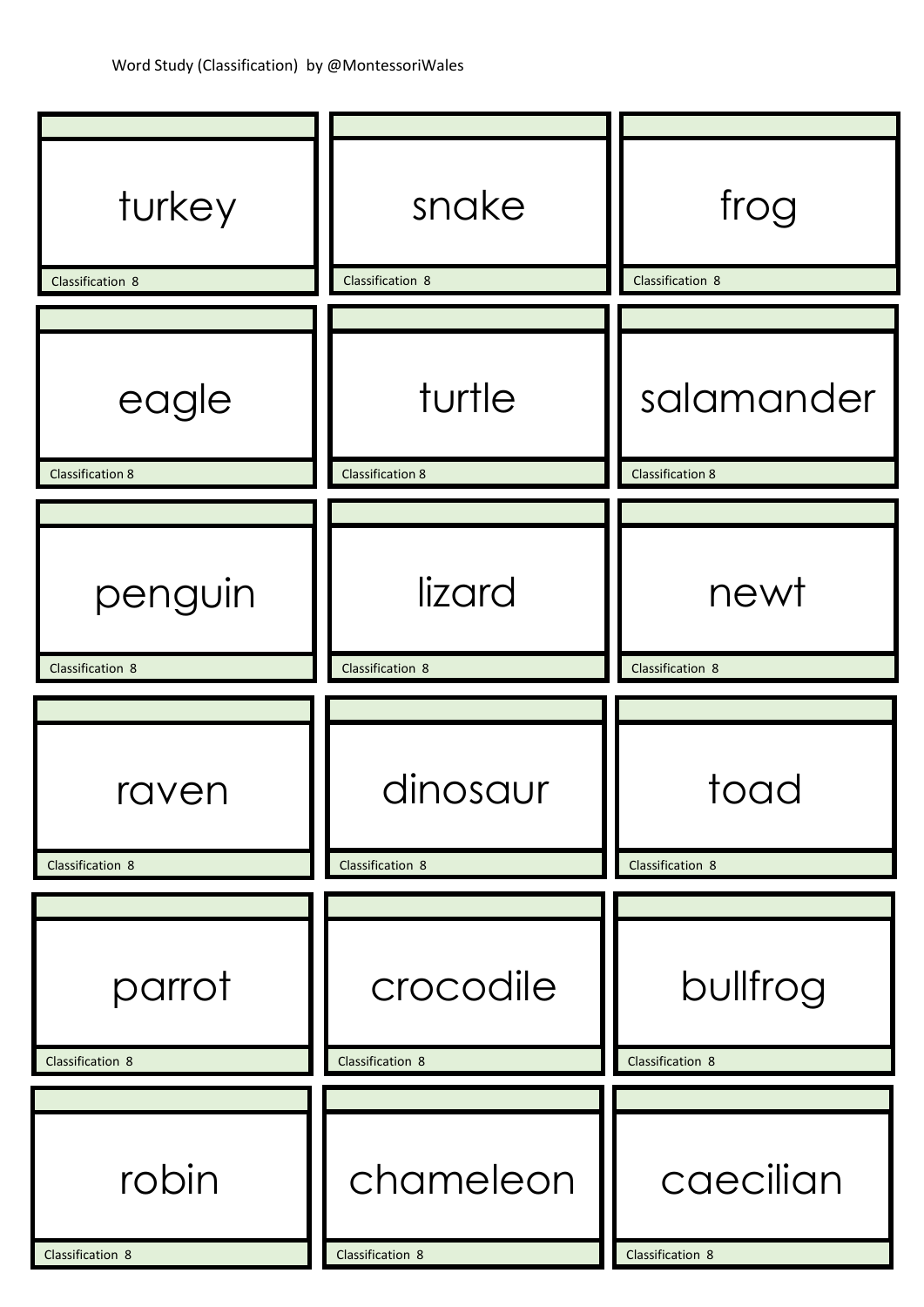Word Study (Classification) by @MontessoriWales

| | | |
|---|---|---|
| turkey<br>Classification 8 | snake<br>Classification 8 | frog<br>Classification 8 |
| eagle<br>Classification 8 | turtle<br>Classification 8 | salamander<br>Classification 8 |
| penguin<br>Classification 8 | lizard<br>Classification 8 | newt<br>Classification 8 |
| raven<br>Classification 8 | dinosaur<br>Classification 8 | toad<br>Classification 8 |
| parrot<br>Classification 8 | crocodile<br>Classification 8 | bullfrog<br>Classification 8 |
| robin<br>Classification 8 | chameleon<br>Classification 8 | caecilian<br>Classification 8 |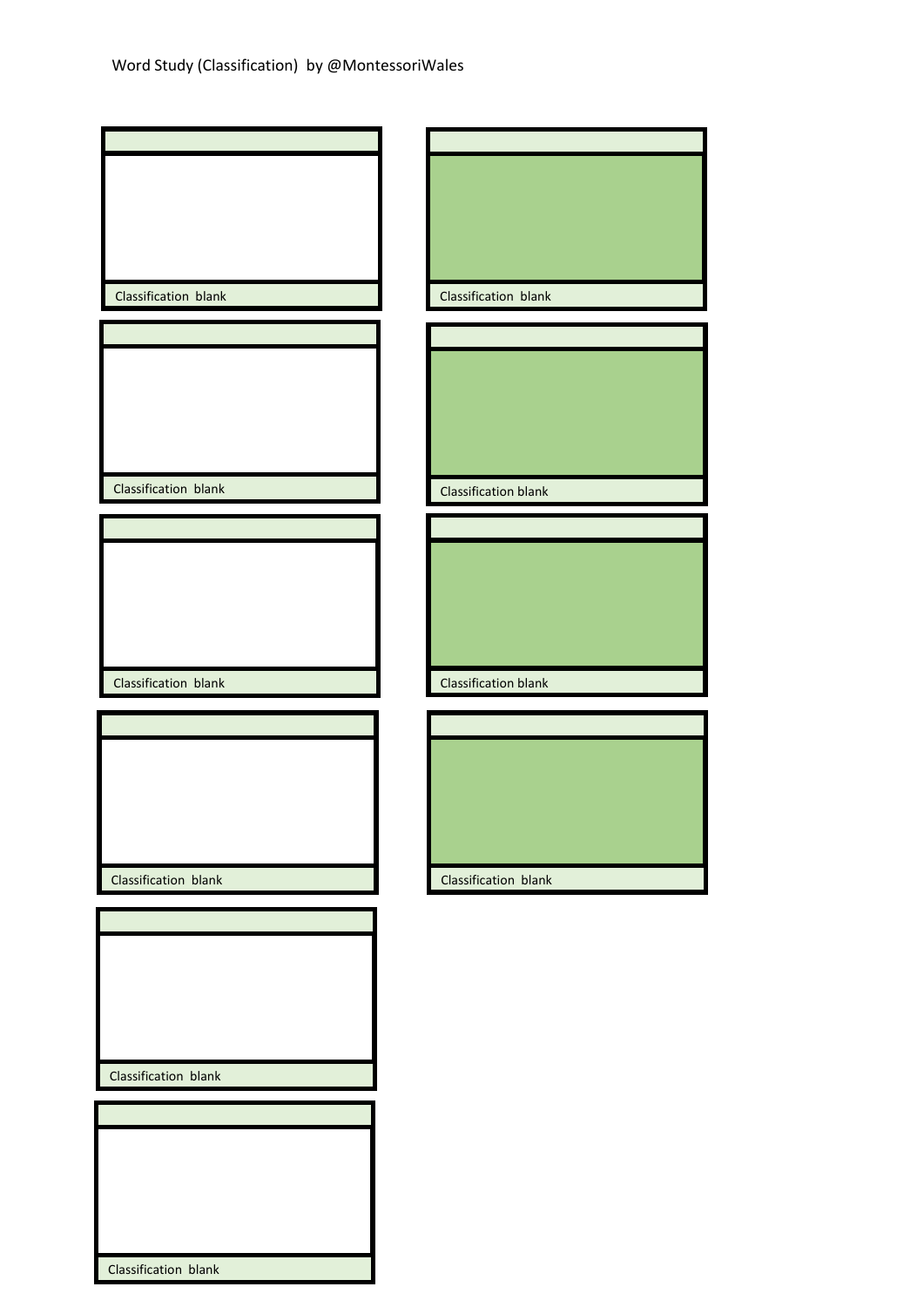Word Study (Classification) by @MontessoriWales

Classification blank

Classification blank

Classification blank

Classification blank

Classification blank

Classification blank

Classification blank

Classification blank

Classification blank

Classification blank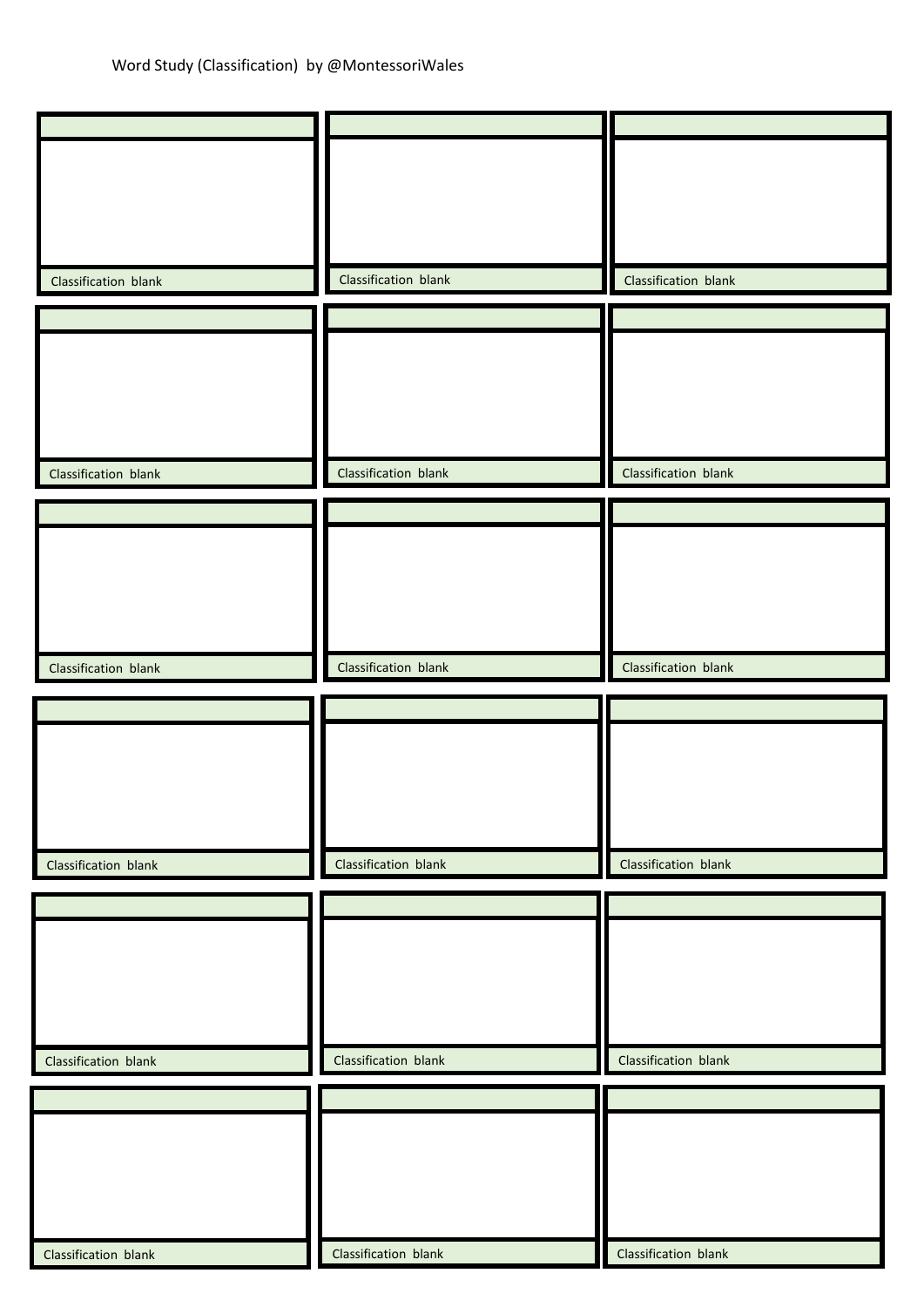Word Study (Classification) by @MontessoriWales

| | | |
|---|---|---|
| Classification blank | Classification blank | Classification blank |
| Classification blank | Classification blank | Classification blank |
| Classification blank | Classification blank | Classification blank |
| Classification blank | Classification blank | Classification blank |
| Classification blank | Classification blank | Classification blank |
| Classification blank | Classification blank | Classification blank |